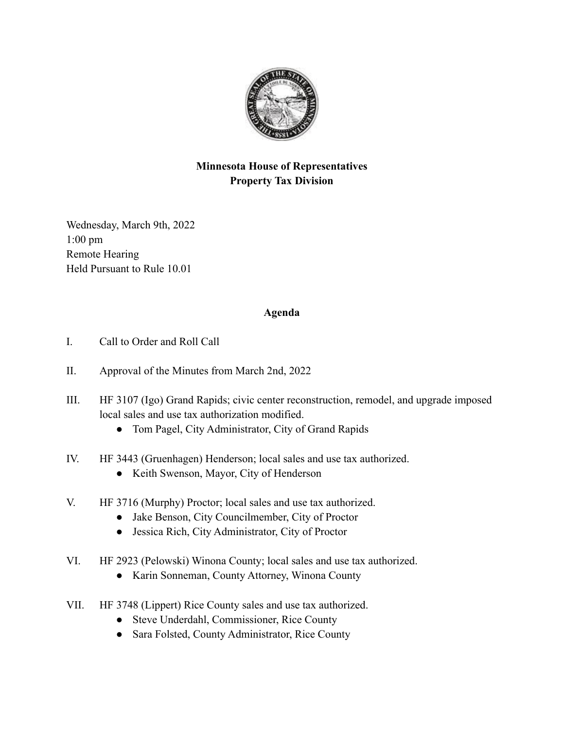**Minnesota House of Representatives**
**Property Tax Division**

Wednesday, March 9th, 2022
1:00 pm
Remote Hearing
Held Pursuant to Rule 10.01

**Agenda**

I. Call to Order and Roll Call

II. Approval of the Minutes from March 2nd, 2022

III. HF 3107 (Igo) Grand Rapids; civic center reconstruction, remodel, and upgrade imposed local sales and use tax authorization modified.
- Tom Pagel, City Administrator, City of Grand Rapids

IV. HF 3443 (Gruenhagen) Henderson; local sales and use tax authorized.
- Keith Swenson, Mayor, City of Henderson

V. HF 3716 (Murphy) Proctor; local sales and use tax authorized.
- Jake Benson, City Councilmember, City of Proctor
- Jessica Rich, City Administrator, City of Proctor

VI. HF 2923 (Pelowski) Winona County; local sales and use tax authorized.
- Karin Sonneman, County Attorney, Winona County

VII. HF 3748 (Lippert) Rice County sales and use tax authorized.
- Steve Underdahl, Commissioner, Rice County
- Sara Folsted, County Administrator, Rice County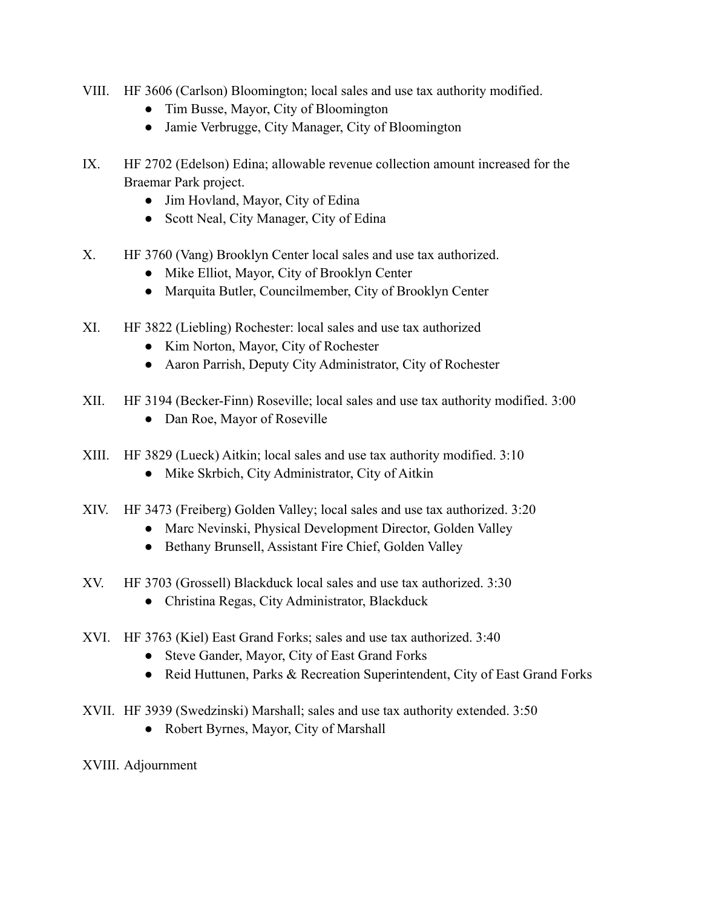VIII. HF 3606 (Carlson) Bloomington; local sales and use tax authority modified.
- Tim Busse, Mayor, City of Bloomington
- Jamie Verbrugge, City Manager, City of Bloomington

IX. HF 2702 (Edelson) Edina; allowable revenue collection amount increased for the Braemar Park project.
- Jim Hovland, Mayor, City of Edina
- Scott Neal, City Manager, City of Edina

X. HF 3760 (Vang) Brooklyn Center local sales and use tax authorized.
- Mike Elliot, Mayor, City of Brooklyn Center
- Marquita Butler, Councilmember, City of Brooklyn Center

XI. HF 3822 (Liebling) Rochester: local sales and use tax authorized
- Kim Norton, Mayor, City of Rochester
- Aaron Parrish, Deputy City Administrator, City of Rochester

XII. HF 3194 (Becker-Finn) Roseville; local sales and use tax authority modified. 3:00
- Dan Roe, Mayor of Roseville

XIII. HF 3829 (Lueck) Aitkin; local sales and use tax authority modified. 3:10
- Mike Skrbich, City Administrator, City of Aitkin

XIV. HF 3473 (Freiberg) Golden Valley; local sales and use tax authorized. 3:20
- Marc Nevinski, Physical Development Director, Golden Valley
- Bethany Brunsell, Assistant Fire Chief, Golden Valley

XV. HF 3703 (Grossell) Blackduck local sales and use tax authorized. 3:30
- Christina Regas, City Administrator, Blackduck

XVI. HF 3763 (Kiel) East Grand Forks; sales and use tax authorized. 3:40
- Steve Gander, Mayor, City of East Grand Forks
- Reid Huttunen, Parks & Recreation Superintendent, City of East Grand Forks

XVII. HF 3939 (Swedzinski) Marshall; sales and use tax authority extended. 3:50
- Robert Byrnes, Mayor, City of Marshall

XVIII. Adjournment